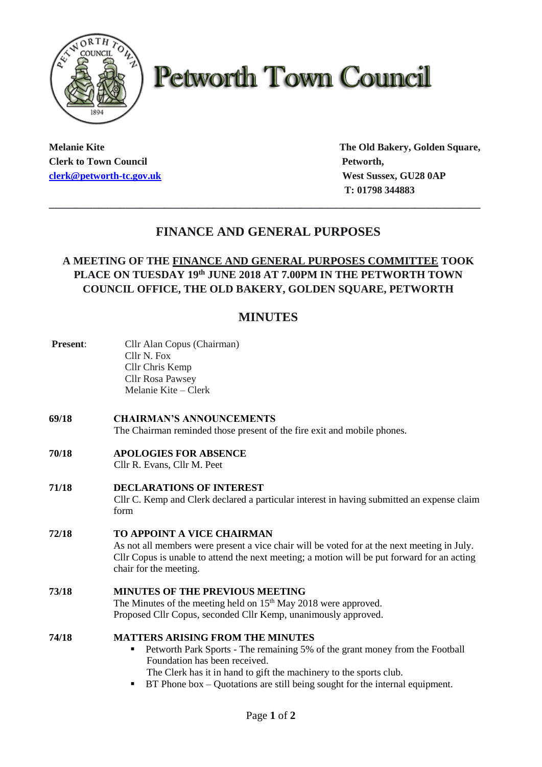# Petworth Town Council

**Melanie Kite**
**Clerk to Town Council**
**clerk@petworth-tc.gov.uk**

**The Old Bakery, Golden Square,**
**Petworth,**
**West Sussex, GU28 0AP**
**T: 01798 344883**

---

## FINANCE AND GENERAL PURPOSES

### A MEETING OF THE FINANCE AND GENERAL PURPOSES COMMITTEE TOOK PLACE ON TUESDAY 19th JUNE 2018 AT 7.00PM IN THE PETWORTH TOWN COUNCIL OFFICE, THE OLD BAKERY, GOLDEN SQUARE, PETWORTH

## MINUTES

**Present**:
Cllr Alan Copus (Chairman)
Cllr N. Fox
Cllr Chris Kemp
Cllr Rosa Pawsey
Melanie Kite – Clerk

**69/18 CHAIRMAN'S ANNOUNCEMENTS**
The Chairman reminded those present of the fire exit and mobile phones.

**70/18 APOLOGIES FOR ABSENCE**
Cllr R. Evans, Cllr M. Peet

**71/18 DECLARATIONS OF INTEREST**
Cllr C. Kemp and Clerk declared a particular interest in having submitted an expense claim form

**72/18 TO APPOINT A VICE CHAIRMAN**
As not all members were present a vice chair will be voted for at the next meeting in July. Cllr Copus is unable to attend the next meeting; a motion will be put forward for an acting chair for the meeting.

**73/18 MINUTES OF THE PREVIOUS MEETING**
The Minutes of the meeting held on 15th May 2018 were approved.
Proposed Cllr Copus, seconded Cllr Kemp, unanimously approved.

**74/18 MATTERS ARISING FROM THE MINUTES**

- Petworth Park Sports - The remaining 5% of the grant money from the Football Foundation has been received.
  The Clerk has it in hand to gift the machinery to the sports club.
- BT Phone box – Quotations are still being sought for the internal equipment.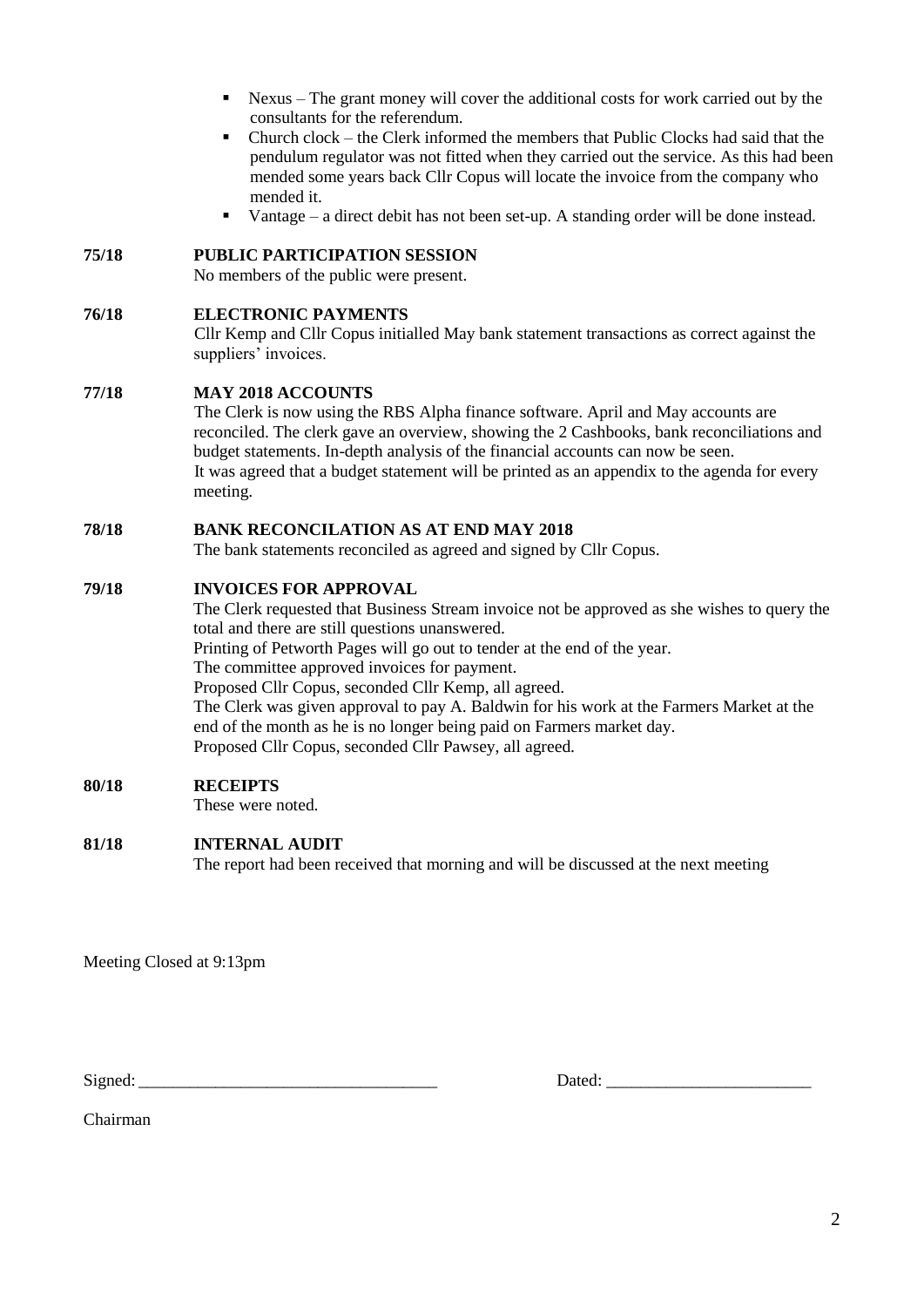- Nexus – The grant money will cover the additional costs for work carried out by the consultants for the referendum.
- Church clock – the Clerk informed the members that Public Clocks had said that the pendulum regulator was not fitted when they carried out the service. As this had been mended some years back Cllr Copus will locate the invoice from the company who mended it.
- Vantage – a direct debit has not been set-up. A standing order will be done instead.

**75/18 PUBLIC PARTICIPATION SESSION**

No members of the public were present.

**76/18 ELECTRONIC PAYMENTS**

Cllr Kemp and Cllr Copus initialled May bank statement transactions as correct against the suppliers' invoices.

**77/18 MAY 2018 ACCOUNTS**

The Clerk is now using the RBS Alpha finance software. April and May accounts are reconciled. The clerk gave an overview, showing the 2 Cashbooks, bank reconciliations and budget statements. In-depth analysis of the financial accounts can now be seen.
It was agreed that a budget statement will be printed as an appendix to the agenda for every meeting.

**78/18 BANK RECONCILATION AS AT END MAY 2018**

The bank statements reconciled as agreed and signed by Cllr Copus.

**79/18 INVOICES FOR APPROVAL**

The Clerk requested that Business Stream invoice not be approved as she wishes to query the total and there are still questions unanswered.
Printing of Petworth Pages will go out to tender at the end of the year.
The committee approved invoices for payment.
Proposed Cllr Copus, seconded Cllr Kemp, all agreed.
The Clerk was given approval to pay A. Baldwin for his work at the Farmers Market at the end of the month as he is no longer being paid on Farmers market day.
Proposed Cllr Copus, seconded Cllr Pawsey, all agreed.

**80/18 RECEIPTS**

These were noted.

**81/18 INTERNAL AUDIT**

The report had been received that morning and will be discussed at the next meeting

Meeting Closed at 9:13pm

Signed: ___________________________________ Dated: ________________________

Chairman